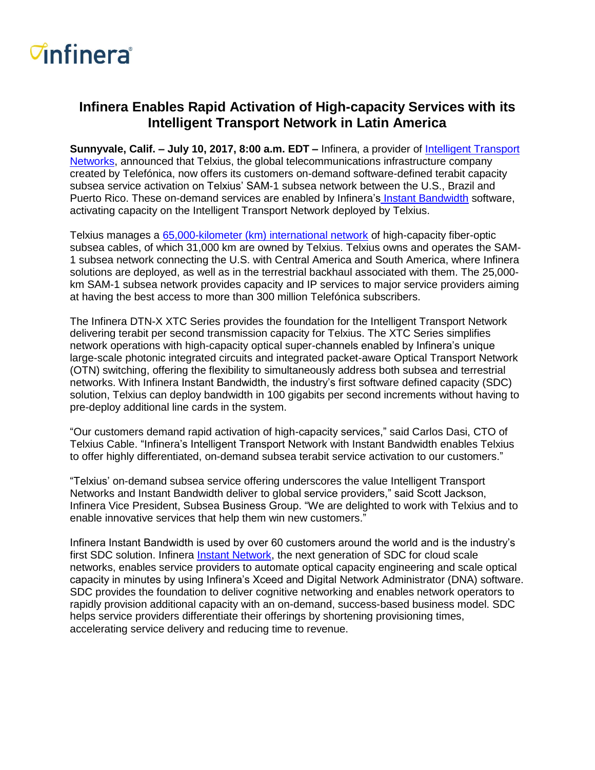infinera

# Infinera Enables Rapid Activation of High-capacity Services with its Intelligent Transport Network in Latin America

**Sunnyvale, Calif. – July 10, 2017, 8:00 a.m. EDT –** Infinera, a provider of Intelligent Transport Networks, announced that Telxius, the global telecommunications infrastructure company created by Telefónica, now offers its customers on-demand software-defined terabit capacity subsea service activation on Telxius' SAM-1 subsea network between the U.S., Brazil and Puerto Rico. These on-demand services are enabled by Infinera's Instant Bandwidth software, activating capacity on the Intelligent Transport Network deployed by Telxius.

Telxius manages a 65,000-kilometer (km) international network of high-capacity fiber-optic subsea cables, of which 31,000 km are owned by Telxius. Telxius owns and operates the SAM-1 subsea network connecting the U.S. with Central America and South America, where Infinera solutions are deployed, as well as in the terrestrial backhaul associated with them. The 25,000-km SAM-1 subsea network provides capacity and IP services to major service providers aiming at having the best access to more than 300 million Telefónica subscribers.

The Infinera DTN-X XTC Series provides the foundation for the Intelligent Transport Network delivering terabit per second transmission capacity for Telxius. The XTC Series simplifies network operations with high-capacity optical super-channels enabled by Infinera's unique large-scale photonic integrated circuits and integrated packet-aware Optical Transport Network (OTN) switching, offering the flexibility to simultaneously address both subsea and terrestrial networks. With Infinera Instant Bandwidth, the industry's first software defined capacity (SDC) solution, Telxius can deploy bandwidth in 100 gigabits per second increments without having to pre-deploy additional line cards in the system.

"Our customers demand rapid activation of high-capacity services," said Carlos Dasi, CTO of Telxius Cable. "Infinera's Intelligent Transport Network with Instant Bandwidth enables Telxius to offer highly differentiated, on-demand subsea terabit service activation to our customers."

"Telxius' on-demand subsea service offering underscores the value Intelligent Transport Networks and Instant Bandwidth deliver to global service providers," said Scott Jackson, Infinera Vice President, Subsea Business Group. "We are delighted to work with Telxius and to enable innovative services that help them win new customers."

Infinera Instant Bandwidth is used by over 60 customers around the world and is the industry's first SDC solution. Infinera Instant Network, the next generation of SDC for cloud scale networks, enables service providers to automate optical capacity engineering and scale optical capacity in minutes by using Infinera's Xceed and Digital Network Administrator (DNA) software. SDC provides the foundation to deliver cognitive networking and enables network operators to rapidly provision additional capacity with an on-demand, success-based business model. SDC helps service providers differentiate their offerings by shortening provisioning times, accelerating service delivery and reducing time to revenue.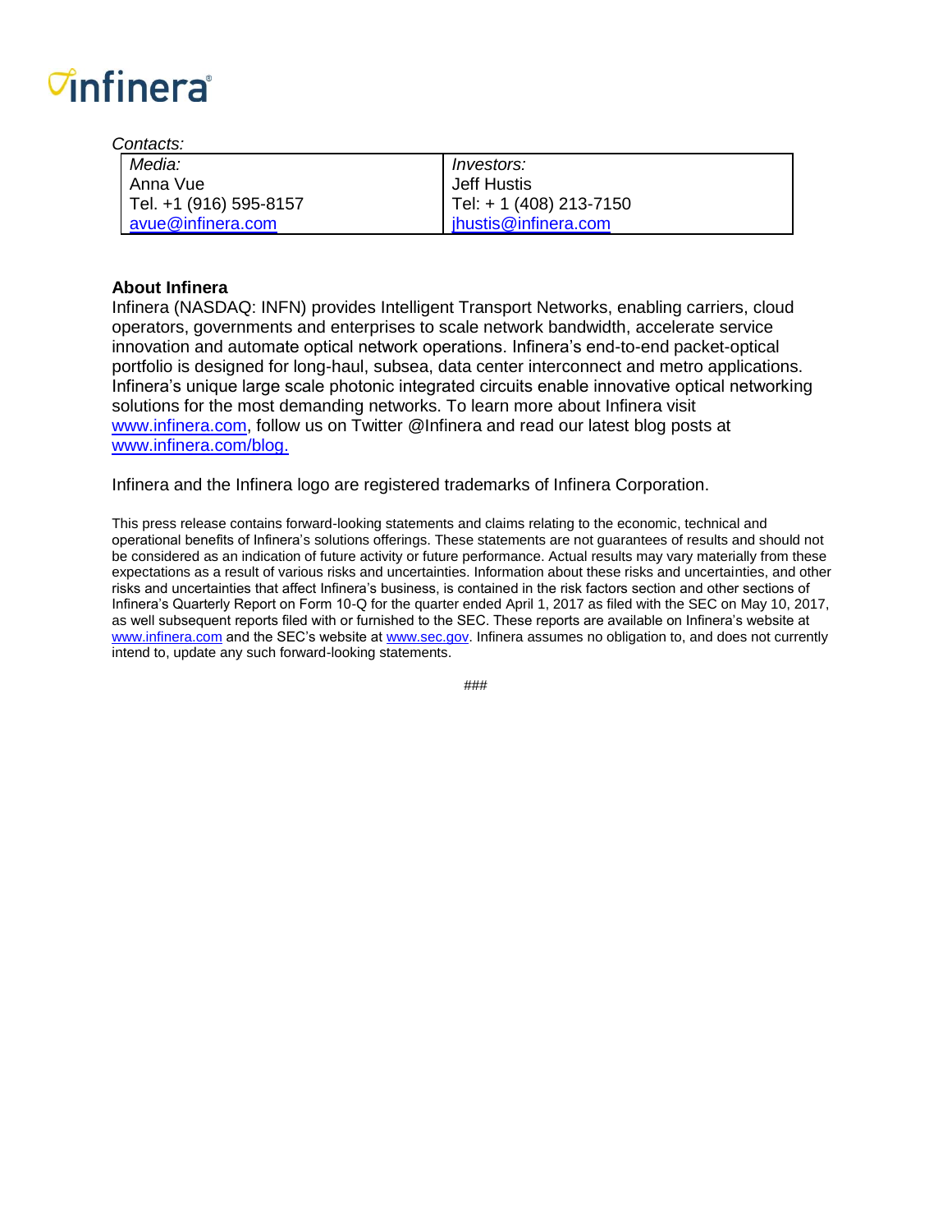*Contacts:*

| *Media:* | *Investors:* |
| --- | --- |
| Anna Vue | Jeff Hustis |
| Tel. +1 (916) 595-8157 | Tel: + 1 (408) 213-7150 |
| avue@infinera.com | jhustis@infinera.com |

**About Infinera**

Infinera (NASDAQ: INFN) provides Intelligent Transport Networks, enabling carriers, cloud operators, governments and enterprises to scale network bandwidth, accelerate service innovation and automate optical network operations. Infinera's end-to-end packet-optical portfolio is designed for long-haul, subsea, data center interconnect and metro applications. Infinera's unique large scale photonic integrated circuits enable innovative optical networking solutions for the most demanding networks. To learn more about Infinera visit www.infinera.com, follow us on Twitter @Infinera and read our latest blog posts at www.infinera.com/blog.

Infinera and the Infinera logo are registered trademarks of Infinera Corporation.

This press release contains forward-looking statements and claims relating to the economic, technical and operational benefits of Infinera's solutions offerings. These statements are not guarantees of results and should not be considered as an indication of future activity or future performance. Actual results may vary materially from these expectations as a result of various risks and uncertainties. Information about these risks and uncertainties, and other risks and uncertainties that affect Infinera's business, is contained in the risk factors section and other sections of Infinera's Quarterly Report on Form 10-Q for the quarter ended April 1, 2017 as filed with the SEC on May 10, 2017, as well subsequent reports filed with or furnished to the SEC. These reports are available on Infinera's website at www.infinera.com and the SEC's website at www.sec.gov. Infinera assumes no obligation to, and does not currently intend to, update any such forward-looking statements.

###